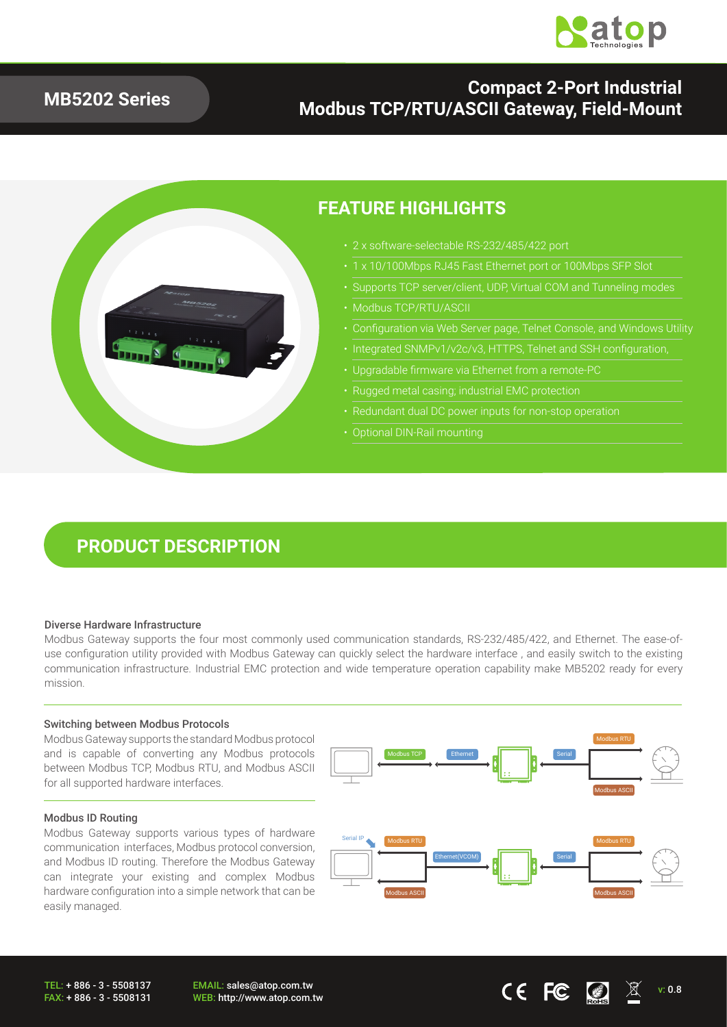# MB5202 Series

## Compact 2-Port Industrial Modbus TCP/RTU/ASCII Gateway, Field-Mount

## FEATURE HIGHLIGHTS

- 2 x software-selectable RS-232/485/422 port
- 1 x 10/100Mbps RJ45 Fast Ethernet port or 100Mbps SFP Slot
- Supports TCP server/client, UDP, Virtual COM and Tunneling modes
- Modbus TCP/RTU/ASCII
- Configuration via Web Server page, Telnet Console, and Windows Utility
- Integrated SNMPv1/v2c/v3, HTTPS, Telnet and SSH configuration,
- Upgradable firmware via Ethernet from a remote-PC
- Rugged metal casing; industrial EMC protection
- Redundant dual DC power inputs for non-stop operation
- Optional DIN-Rail mounting

## PRODUCT DESCRIPTION

### Diverse Hardware Infrastructure

Modbus Gateway supports the four most commonly used communication standards, RS-232/485/422, and Ethernet. The ease-of-use configuration utility provided with Modbus Gateway can quickly select the hardware interface , and easily switch to the existing communication infrastructure. Industrial EMC protection and wide temperature operation capability make MB5202 ready for every mission.

### Switching between Modbus Protocols

Modbus Gateway supports the standard Modbus protocol and is capable of converting any Modbus protocols between Modbus TCP, Modbus RTU, and Modbus ASCII for all supported hardware interfaces.

Modbus TCP — Ethernet — Serial — Modbus RTU / Modbus ASCII

### Modbus ID Routing

Modbus Gateway supports various types of hardware communication interfaces, Modbus protocol conversion, and Modbus ID routing. Therefore the Modbus Gateway can integrate your existing and complex Modbus hardware configuration into a simple network that can be easily managed.

Serial IP — Modbus RTU / Modbus ASCII — Ethernet(VCOM) — Serial — Modbus RTU / Modbus ASCII

TEL: + 886 - 3 - 5508137
FAX: + 886 - 3 - 5508131

EMAIL: sales@atop.com.tw
WEB: http://www.atop.com.tw

v: 0.8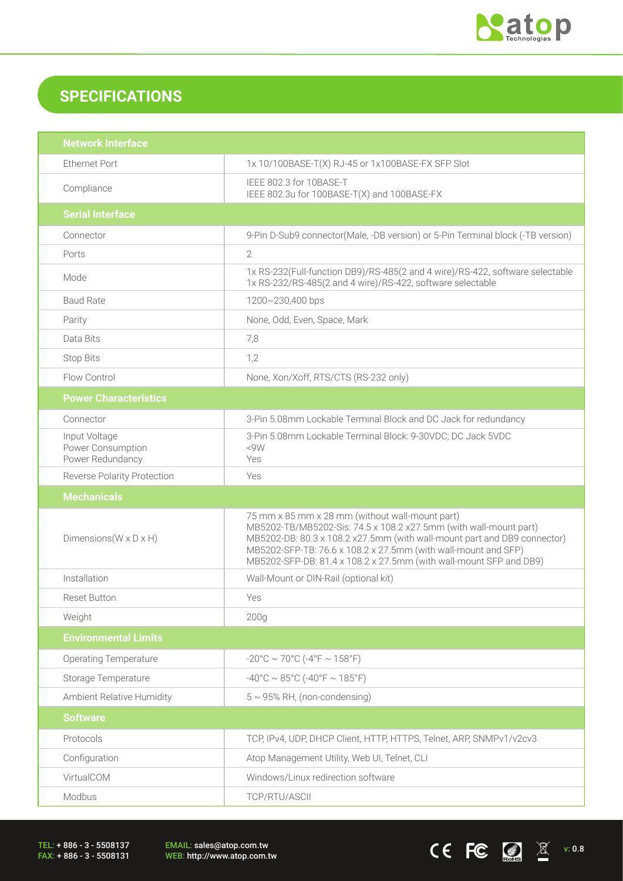## SPECIFICATIONS

| Network Interface | |
|---|---|
| Ethernet Port | 1x 10/100BASE-T(X) RJ-45 or 1x100BASE-FX SFP Slot |
| Compliance | IEEE 802.3 for 10BASE-T<br>IEEE 802.3u for 100BASE-T(X) and 100BASE-FX |
| **Serial Interface** | |
| Connector | 9-Pin D-Sub9 connector(Male, -DB version) or 5-Pin Terminal block (-TB version) |
| Ports | 2 |
| Mode | 1x RS-232(Full-function DB9)/RS-485(2 and 4 wire)/RS-422, software selectable<br>1x RS-232/RS-485(2 and 4 wire)/RS-422, software selectable |
| Baud Rate | 1200~230,400 bps |
| Parity | None, Odd, Even, Space, Mark |
| Data Bits | 7,8 |
| Stop Bits | 1,2 |
| Flow Control | None, Xon/Xoff, RTS/CTS (RS-232 only) |
| **Power Characteristics** | |
| Connector | 3-Pin 5.08mm Lockable Terminal Block and DC Jack for redundancy |
| Input Voltage<br>Power Consumption<br>Power Redundancy | 3-Pin 5.08mm Lockable Terminal Block: 9-30VDC; DC Jack 5VDC<br><9W<br>Yes |
| Reverse Polarity Protection | Yes |
| **Mechanicals** | |
| Dimensions(W x D x H) | 75 mm x 85 mm x 28 mm (without wall-mount part)<br>MB5202-TB/MB5202-Sis: 74.5 x 108.2 x27.5mm (with wall-mount part)<br>MB5202-DB: 80.3 x 108.2 x27.5mm (with wall-mount part and DB9 connector)<br>MB5202-SFP-TB: 76.6 x 108.2 x 27.5mm (with wall-mount and SFP)<br>MB5202-SFP-DB: 81.4 x 108.2 x 27.5mm (with wall-mount SFP and DB9) |
| Installation | Wall-Mount or DIN-Rail (optional kit) |
| Reset Button | Yes |
| Weight | 200g |
| **Environmental Limits** | |
| Operating Temperature | -20°C ~ 70°C (-4°F ~ 158°F) |
| Storage Temperature | -40°C ~ 85°C (-40°F ~ 185°F) |
| Ambient Relative Humidity | 5 ~ 95% RH, (non-condensing) |
| **Software** | |
| Protocols | TCP, IPv4, UDP, DHCP Client, HTTP, HTTPS, Telnet, ARP, SNMPv1/v2cv3 |
| Configuration | Atop Management Utility, Web UI, Telnet, CLI |
| VirtualCOM | Windows/Linux redirection software |
| Modbus | TCP/RTU/ASCII |

TEL: + 886 - 3 - 5508137
FAX: + 886 - 3 - 5508131

EMAIL: sales@atop.com.tw
WEB: http://www.atop.com.tw

v: 0.8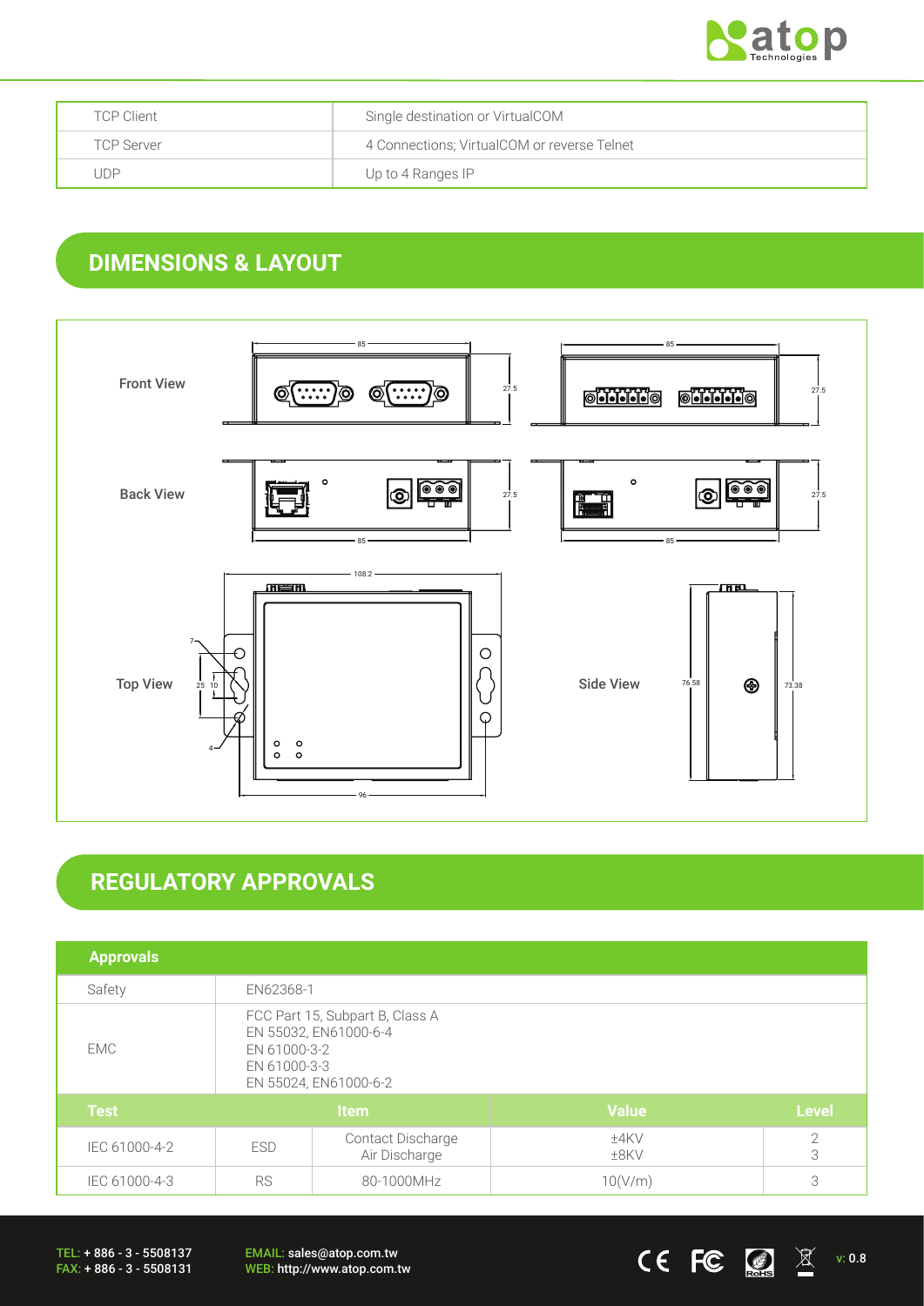| TCP Client | Single destination or VirtualCOM |
|---|---|
| TCP Server | 4 Connections; VirtualCOM or reverse Telnet |
| UDP | Up to 4 Ranges IP |

## DIMENSIONS & LAYOUT

Front View

Back View

Top View

Side View

## REGULATORY APPROVALS

| Approvals | | | | |
|---|---|---|---|---|
| Safety | EN62368-1 | | | |
| EMC | FCC Part 15, Subpart B, Class A<br>EN 55032, EN61000-6-4<br>EN 61000-3-2<br>EN 61000-3-3<br>EN 55024, EN61000-6-2 | | | |
| **Test** | **Item** | | **Value** | **Level** |
| IEC 61000-4-2 | ESD | Contact Discharge<br>Air Discharge | ±4KV<br>±8KV | 2<br>3 |
| IEC 61000-4-3 | RS | 80-1000MHz | 10(V/m) | 3 |

TEL: + 886 - 3 - 5508137
FAX: + 886 - 3 - 5508131

EMAIL: sales@atop.com.tw
WEB: http://www.atop.com.tw

v: 0.8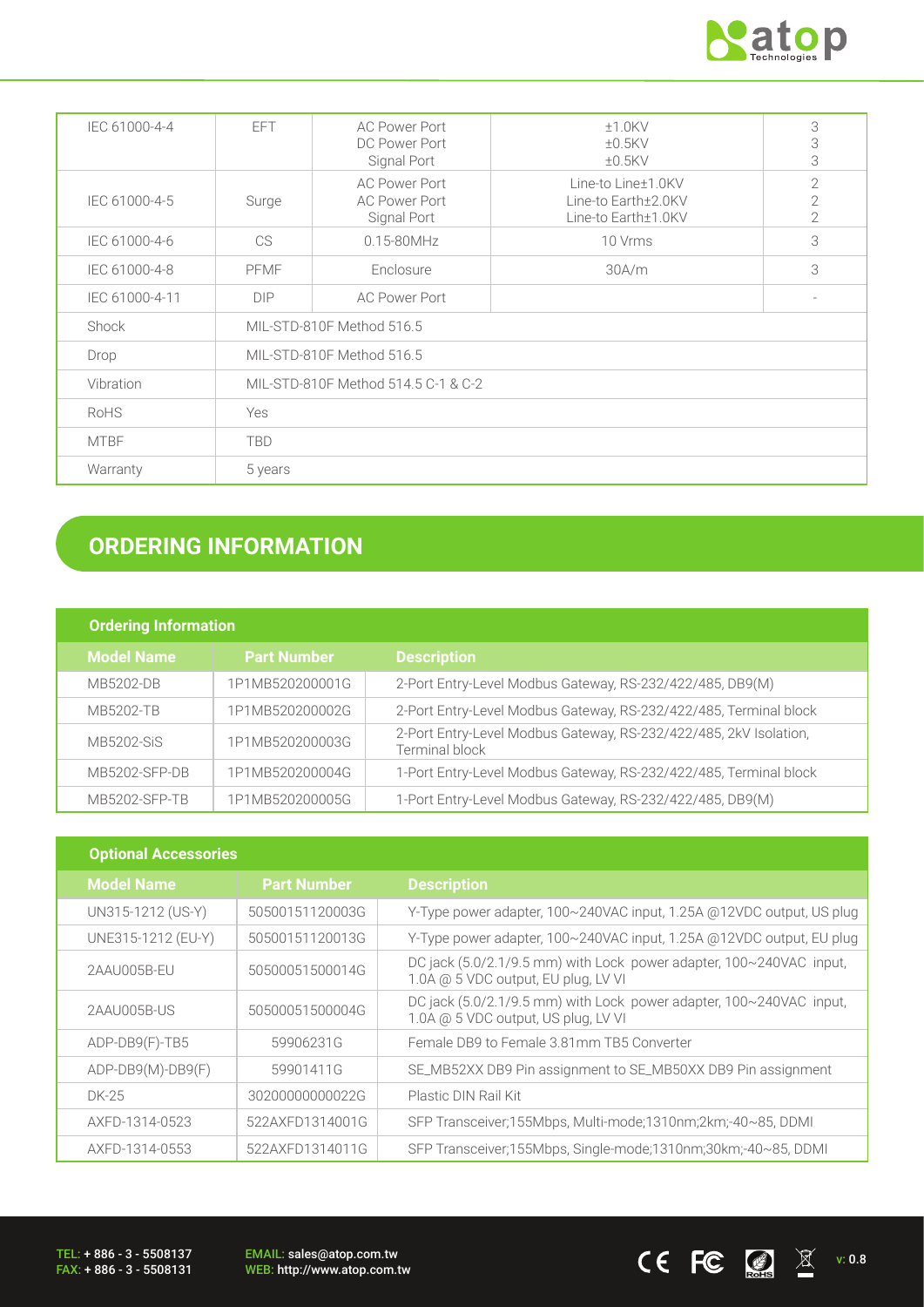| | | | | |
|---|---|---|---|---|
| IEC 61000-4-4 | EFT | AC Power Port<br>DC Power Port<br>Signal Port | ±1.0KV<br>±0.5KV<br>±0.5KV | 3<br>3<br>3 |
| IEC 61000-4-5 | Surge | AC Power Port<br>AC Power Port<br>Signal Port | Line-to Line±1.0KV<br>Line-to Earth±2.0KV<br>Line-to Earth±1.0KV | 2<br>2<br>2 |
| IEC 61000-4-6 | CS | 0.15-80MHz | 10 Vrms | 3 |
| IEC 61000-4-8 | PFMF | Enclosure | 30A/m | 3 |
| IEC 61000-4-11 | DIP | AC Power Port | | - |
| Shock | MIL-STD-810F Method 516.5 | | | |
| Drop | MIL-STD-810F Method 516.5 | | | |
| Vibration | MIL-STD-810F Method 514.5 C-1 & C-2 | | | |
| RoHS | Yes | | | |
| MTBF | TBD | | | |
| Warranty | 5 years | | | |

## ORDERING INFORMATION

### Ordering Information

| Model Name | Part Number | Description |
|---|---|---|
| MB5202-DB | 1P1MB520200001G | 2-Port Entry-Level Modbus Gateway, RS-232/422/485, DB9(M) |
| MB5202-TB | 1P1MB520200002G | 2-Port Entry-Level Modbus Gateway, RS-232/422/485, Terminal block |
| MB5202-SiS | 1P1MB520200003G | 2-Port Entry-Level Modbus Gateway, RS-232/422/485, 2kV Isolation, Terminal block |
| MB5202-SFP-DB | 1P1MB520200004G | 1-Port Entry-Level Modbus Gateway, RS-232/422/485, Terminal block |
| MB5202-SFP-TB | 1P1MB520200005G | 1-Port Entry-Level Modbus Gateway, RS-232/422/485, DB9(M) |

### Optional Accessories

| Model Name | Part Number | Description |
|---|---|---|
| UN315-1212 (US-Y) | 50500151120003G | Y-Type power adapter, 100~240VAC input, 1.25A @12VDC output, US plug |
| UNE315-1212 (EU-Y) | 50500151120013G | Y-Type power adapter, 100~240VAC input, 1.25A @12VDC output, EU plug |
| 2AAU005B-EU | 50500051500014G | DC jack (5.0/2.1/9.5 mm) with Lock power adapter, 100~240VAC input, 1.0A @ 5 VDC output, EU plug, LV VI |
| 2AAU005B-US | 50500051500004G | DC jack (5.0/2.1/9.5 mm) with Lock power adapter, 100~240VAC input, 1.0A @ 5 VDC output, US plug, LV VI |
| ADP-DB9(F)-TB5 | 59906231G | Female DB9 to Female 3.81mm TB5 Converter |
| ADP-DB9(M)-DB9(F) | 59901411G | SE_MB52XX DB9 Pin assignment to SE_MB50XX DB9 Pin assignment |
| DK-25 | 30200000000022G | Plastic DIN Rail Kit |
| AXFD-1314-0523 | 522AXFD1314001G | SFP Transceiver;155Mbps, Multi-mode;1310nm;2km;-40~85, DDMI |
| AXFD-1314-0553 | 522AXFD1314011G | SFP Transceiver;155Mbps, Single-mode;1310nm;30km;-40~85, DDMI |

TEL: + 886 - 3 - 5508137
FAX: + 886 - 3 - 5508131

EMAIL: sales@atop.com.tw
WEB: http://www.atop.com.tw

v: 0.8